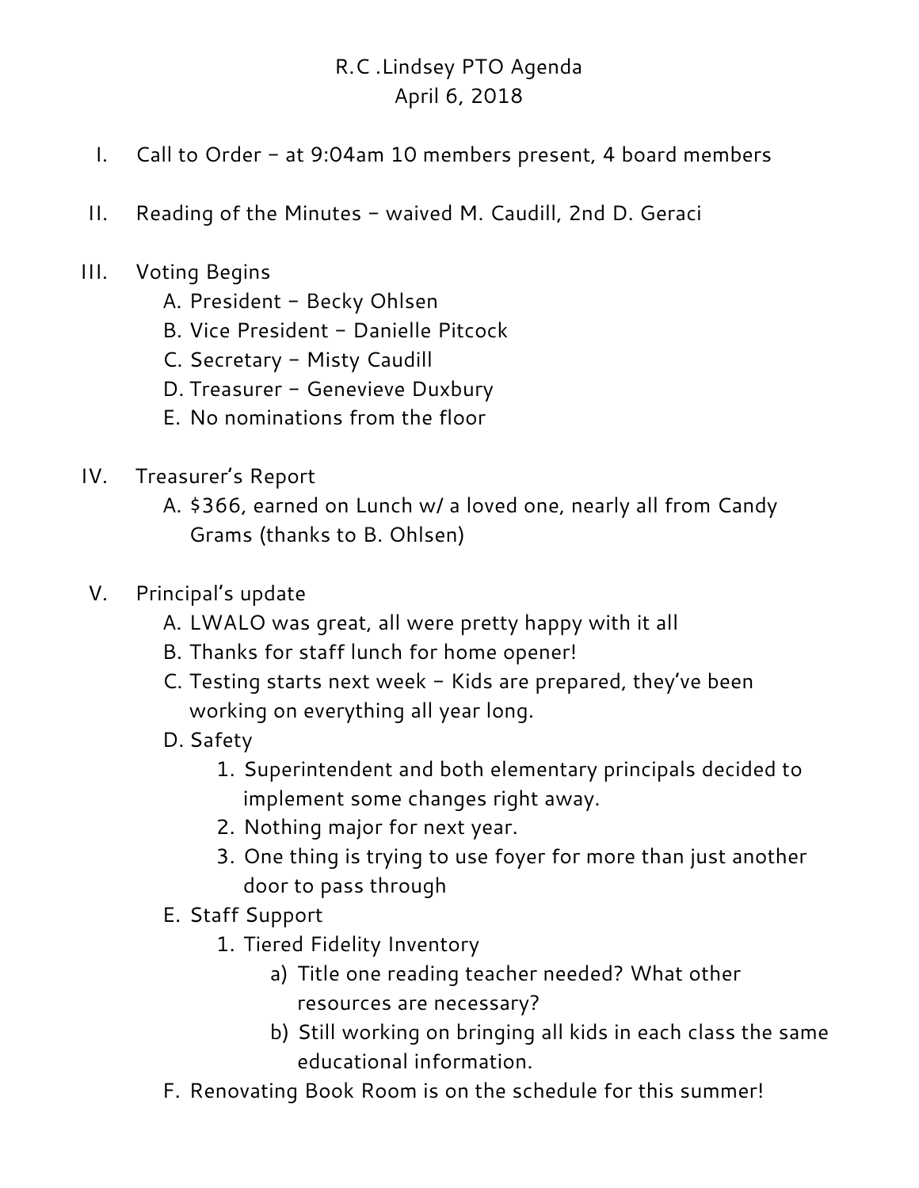# R.C .Lindsey PTO Agenda

April 6, 2018

I. Call to Order – at 9:04am 10 members present, 4 board members

II. Reading of the Minutes – waived M. Caudill, 2nd D. Geraci

III. Voting Begins
   A. President – Becky Ohlsen
   B. Vice President – Danielle Pitcock
   C. Secretary – Misty Caudill
   D. Treasurer – Genevieve Duxbury
   E. No nominations from the floor

IV. Treasurer's Report
   A. $366, earned on Lunch w/ a loved one, nearly all from Candy Grams (thanks to B. Ohlsen)

V. Principal's update
   A. LWALO was great, all were pretty happy with it all
   B. Thanks for staff lunch for home opener!
   C. Testing starts next week – Kids are prepared, they've been working on everything all year long.
   D. Safety
      1. Superintendent and both elementary principals decided to implement some changes right away.
      2. Nothing major for next year.
      3. One thing is trying to use foyer for more than just another door to pass through
   E. Staff Support
      1. Tiered Fidelity Inventory
         a) Title one reading teacher needed? What other resources are necessary?
         b) Still working on bringing all kids in each class the same educational information.
   F. Renovating Book Room is on the schedule for this summer!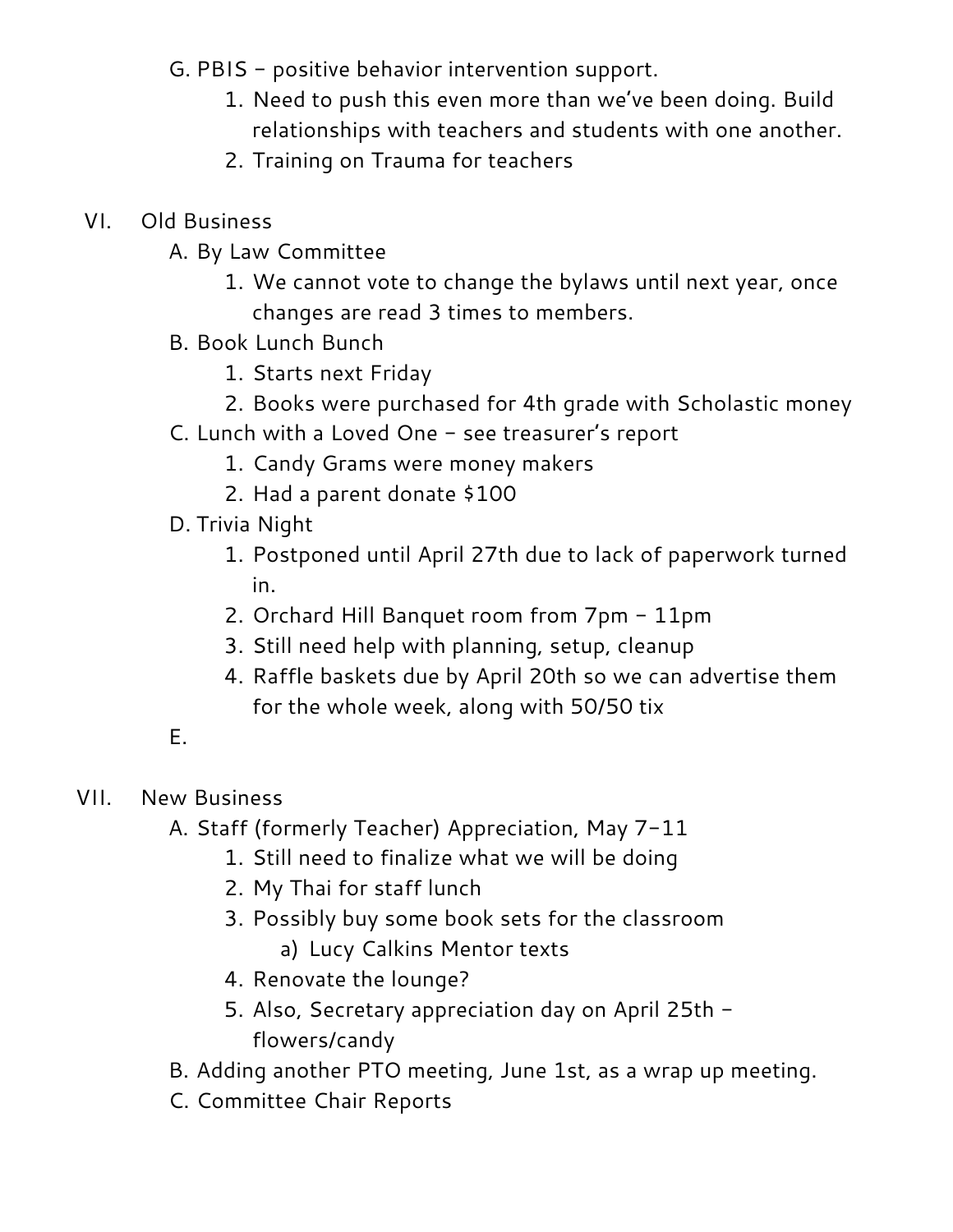G. PBIS – positive behavior intervention support.

  1. Need to push this even more than we've been doing. Build relationships with teachers and students with one another.
  2. Training on Trauma for teachers

VI. Old Business

A. By Law Committee

  1. We cannot vote to change the bylaws until next year, once changes are read 3 times to members.

B. Book Lunch Bunch

  1. Starts next Friday
  2. Books were purchased for 4th grade with Scholastic money

C. Lunch with a Loved One – see treasurer's report

  1. Candy Grams were money makers
  2. Had a parent donate $100

D. Trivia Night

  1. Postponed until April 27th due to lack of paperwork turned in.
  2. Orchard Hill Banquet room from 7pm – 11pm
  3. Still need help with planning, setup, cleanup
  4. Raffle baskets due by April 20th so we can advertise them for the whole week, along with 50/50 tix

E.

VII. New Business

A. Staff (formerly Teacher) Appreciation, May 7-11

  1. Still need to finalize what we will be doing
  2. My Thai for staff lunch
  3. Possibly buy some book sets for the classroom
     a) Lucy Calkins Mentor texts
  4. Renovate the lounge?
  5. Also, Secretary appreciation day on April 25th – flowers/candy

B. Adding another PTO meeting, June 1st, as a wrap up meeting.

C. Committee Chair Reports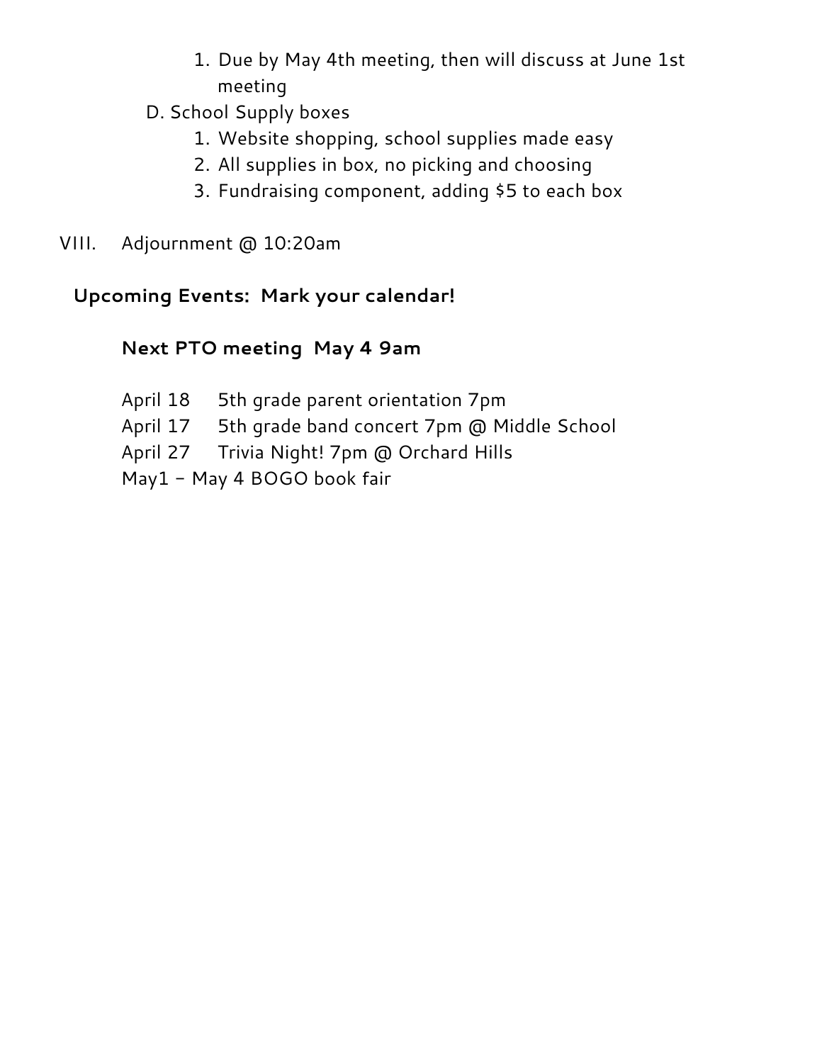1. Due by May 4th meeting, then will discuss at June 1st meeting
    D. School Supply boxes
        1. Website shopping, school supplies made easy
        2. All supplies in box, no picking and choosing
        3. Fundraising component, adding $5 to each box

VIII. Adjournment @ 10:20am

**Upcoming Events: Mark your calendar!**

**Next PTO meeting May 4 9am**

April 18 5th grade parent orientation 7pm
April 17 5th grade band concert 7pm @ Middle School
April 27 Trivia Night! 7pm @ Orchard Hills
May1 – May 4 BOGO book fair